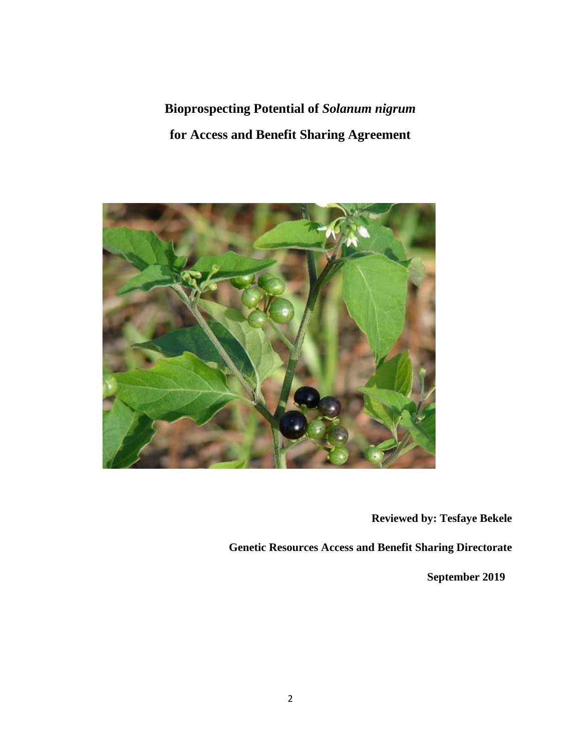# Bioprospecting Potential of *Solanum nigrum* for Access and Benefit Sharing Agreement

**Reviewed by: Tesfaye Bekele**

**Genetic Resources Access and Benefit Sharing Directorate**

**September 2019**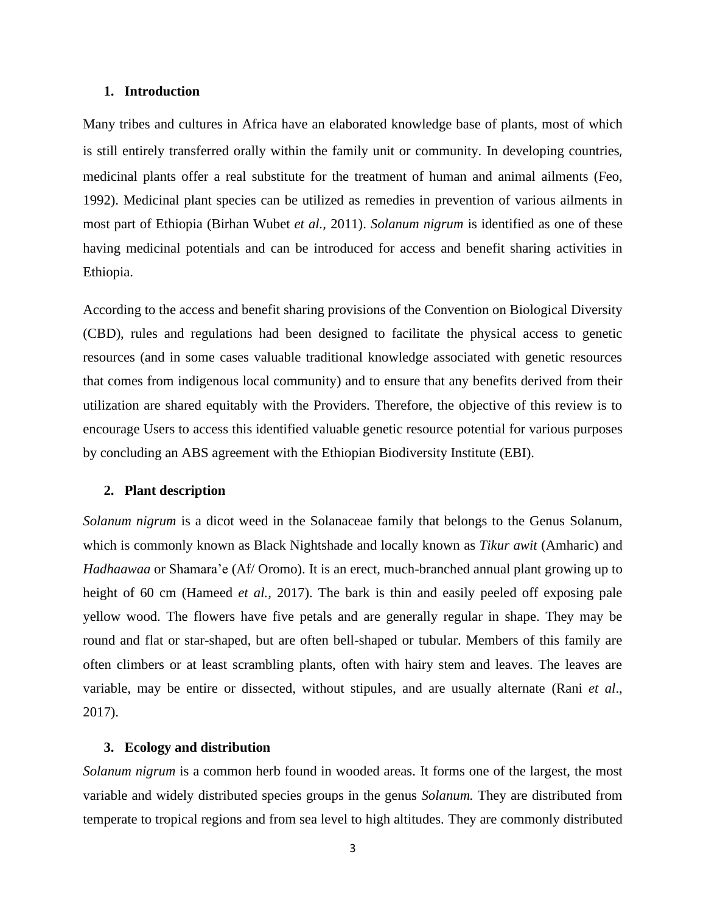## 1. Introduction

Many tribes and cultures in Africa have an elaborated knowledge base of plants, most of which is still entirely transferred orally within the family unit or community. In developing countries, medicinal plants offer a real substitute for the treatment of human and animal ailments (Feo, 1992). Medicinal plant species can be utilized as remedies in prevention of various ailments in most part of Ethiopia (Birhan Wubet *et al.,* 2011). *Solanum nigrum* is identified as one of these having medicinal potentials and can be introduced for access and benefit sharing activities in Ethiopia.

According to the access and benefit sharing provisions of the Convention on Biological Diversity (CBD), rules and regulations had been designed to facilitate the physical access to genetic resources (and in some cases valuable traditional knowledge associated with genetic resources that comes from indigenous local community) and to ensure that any benefits derived from their utilization are shared equitably with the Providers. Therefore, the objective of this review is to encourage Users to access this identified valuable genetic resource potential for various purposes by concluding an ABS agreement with the Ethiopian Biodiversity Institute (EBI).

## 2. Plant description

*Solanum nigrum* is a dicot weed in the Solanaceae family that belongs to the Genus Solanum, which is commonly known as Black Nightshade and locally known as *Tikur awit* (Amharic) and *Hadhaawaa* or Shamara'e (Af/ Oromo). It is an erect, much-branched annual plant growing up to height of 60 cm (Hameed *et al.,* 2017). The bark is thin and easily peeled off exposing pale yellow wood. The flowers have five petals and are generally regular in shape. They may be round and flat or star-shaped, but are often bell-shaped or tubular. Members of this family are often climbers or at least scrambling plants, often with hairy stem and leaves. The leaves are variable, may be entire or dissected, without stipules, and are usually alternate (Rani *et al*., 2017).

## 3. Ecology and distribution

*Solanum nigrum* is a common herb found in wooded areas. It forms one of the largest, the most variable and widely distributed species groups in the genus *Solanum.* They are distributed from temperate to tropical regions and from sea level to high altitudes. They are commonly distributed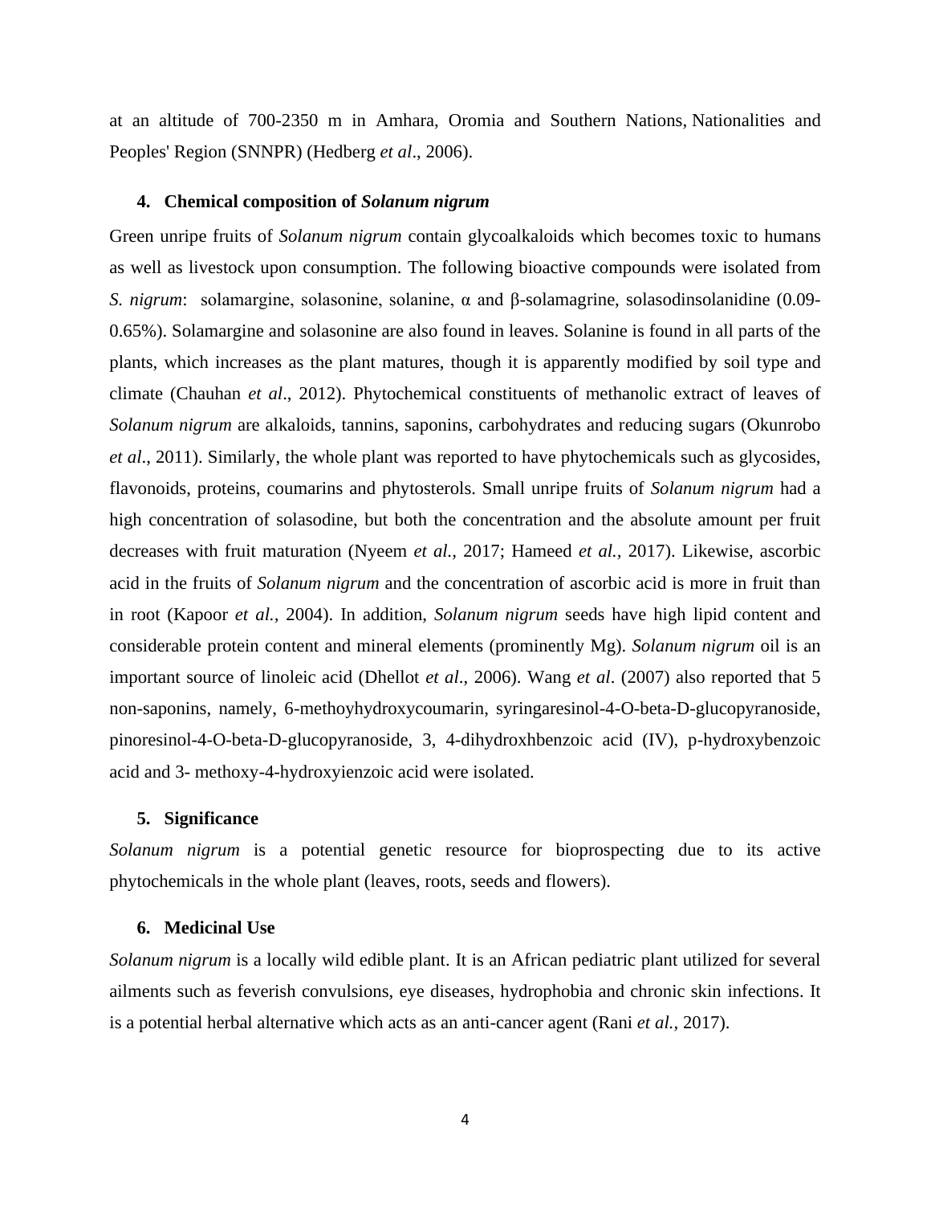at an altitude of 700-2350 m in Amhara, Oromia and Southern Nations, Nationalities and Peoples' Region (SNNPR) (Hedberg *et al*., 2006).

## 4. Chemical composition of *Solanum nigrum*

Green unripe fruits of *Solanum nigrum* contain glycoalkaloids which becomes toxic to humans as well as livestock upon consumption. The following bioactive compounds were isolated from *S. nigrum*: solamargine, solasonine, solanine, α and β-solamagrine, solasodinsolanidine (0.09-0.65%). Solamargine and solasonine are also found in leaves. Solanine is found in all parts of the plants, which increases as the plant matures, though it is apparently modified by soil type and climate (Chauhan *et al*., 2012). Phytochemical constituents of methanolic extract of leaves of *Solanum nigrum* are alkaloids, tannins, saponins, carbohydrates and reducing sugars (Okunrobo *et al*., 2011). Similarly, the whole plant was reported to have phytochemicals such as glycosides, flavonoids, proteins, coumarins and phytosterols. Small unripe fruits of *Solanum nigrum* had a high concentration of solasodine, but both the concentration and the absolute amount per fruit decreases with fruit maturation (Nyeem *et al.,* 2017; Hameed *et al.*, 2017). Likewise, ascorbic acid in the fruits of *Solanum nigrum* and the concentration of ascorbic acid is more in fruit than in root (Kapoor *et al.,* 2004). In addition, *Solanum nigrum* seeds have high lipid content and considerable protein content and mineral elements (prominently Mg). *Solanum nigrum* oil is an important source of linoleic acid (Dhellot *et al*., 2006). Wang *et al*. (2007) also reported that 5 non-saponins, namely, 6-methoyhydroxycoumarin, syringaresinol-4-O-beta-D-glucopyranoside, pinoresinol-4-O-beta-D-glucopyranoside, 3, 4-dihydroxhbenzoic acid (IV), p-hydroxybenzoic acid and 3- methoxy-4-hydroxyienzoic acid were isolated.

## 5. Significance

*Solanum nigrum* is a potential genetic resource for bioprospecting due to its active phytochemicals in the whole plant (leaves, roots, seeds and flowers).

## 6. Medicinal Use

*Solanum nigrum* is a locally wild edible plant. It is an African pediatric plant utilized for several ailments such as feverish convulsions, eye diseases, hydrophobia and chronic skin infections. It is a potential herbal alternative which acts as an anti-cancer agent (Rani *et al.*, 2017).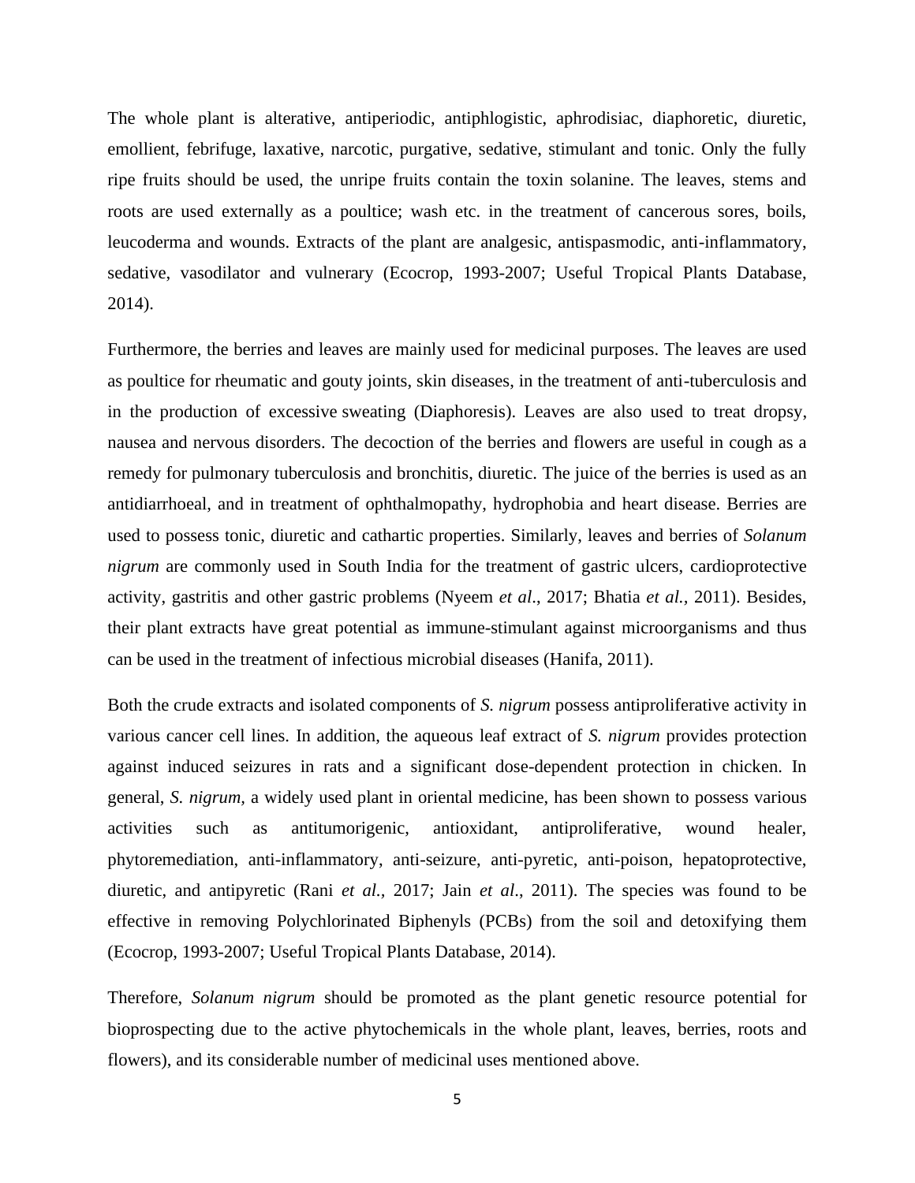The whole plant is alterative, antiperiodic, antiphlogistic, aphrodisiac, diaphoretic, diuretic, emollient, febrifuge, laxative, narcotic, purgative, sedative, stimulant and tonic. Only the fully ripe fruits should be used, the unripe fruits contain the toxin solanine. The leaves, stems and roots are used externally as a poultice; wash etc. in the treatment of cancerous sores, boils, leucoderma and wounds. Extracts of the plant are analgesic, antispasmodic, anti-inflammatory, sedative, vasodilator and vulnerary (Ecocrop, 1993-2007; Useful Tropical Plants Database, 2014).

Furthermore, the berries and leaves are mainly used for medicinal purposes. The leaves are used as poultice for rheumatic and gouty joints, skin diseases, in the treatment of anti-tuberculosis and in the production of excessive sweating (Diaphoresis). Leaves are also used to treat dropsy, nausea and nervous disorders. The decoction of the berries and flowers are useful in cough as a remedy for pulmonary tuberculosis and bronchitis, diuretic. The juice of the berries is used as an antidiarrhoeal, and in treatment of ophthalmopathy, hydrophobia and heart disease. Berries are used to possess tonic, diuretic and cathartic properties. Similarly, leaves and berries of *Solanum nigrum* are commonly used in South India for the treatment of gastric ulcers, cardioprotective activity, gastritis and other gastric problems (Nyeem *et al*., 2017; Bhatia *et al.*, 2011). Besides, their plant extracts have great potential as immune-stimulant against microorganisms and thus can be used in the treatment of infectious microbial diseases (Hanifa, 2011).

Both the crude extracts and isolated components of *S. nigrum* possess antiproliferative activity in various cancer cell lines. In addition, the aqueous leaf extract of *S. nigrum* provides protection against induced seizures in rats and a significant dose-dependent protection in chicken. In general, *S. nigrum,* a widely used plant in oriental medicine, has been shown to possess various activities such as antitumorigenic, antioxidant, antiproliferative, wound healer, phytoremediation, anti-inflammatory, anti-seizure, anti-pyretic, anti-poison, hepatoprotective, diuretic, and antipyretic (Rani *et al.,* 2017; Jain *et al*., 2011). The species was found to be effective in removing Polychlorinated Biphenyls (PCBs) from the soil and detoxifying them (Ecocrop, 1993-2007; Useful Tropical Plants Database, 2014).

Therefore, *Solanum nigrum* should be promoted as the plant genetic resource potential for bioprospecting due to the active phytochemicals in the whole plant, leaves, berries, roots and flowers), and its considerable number of medicinal uses mentioned above.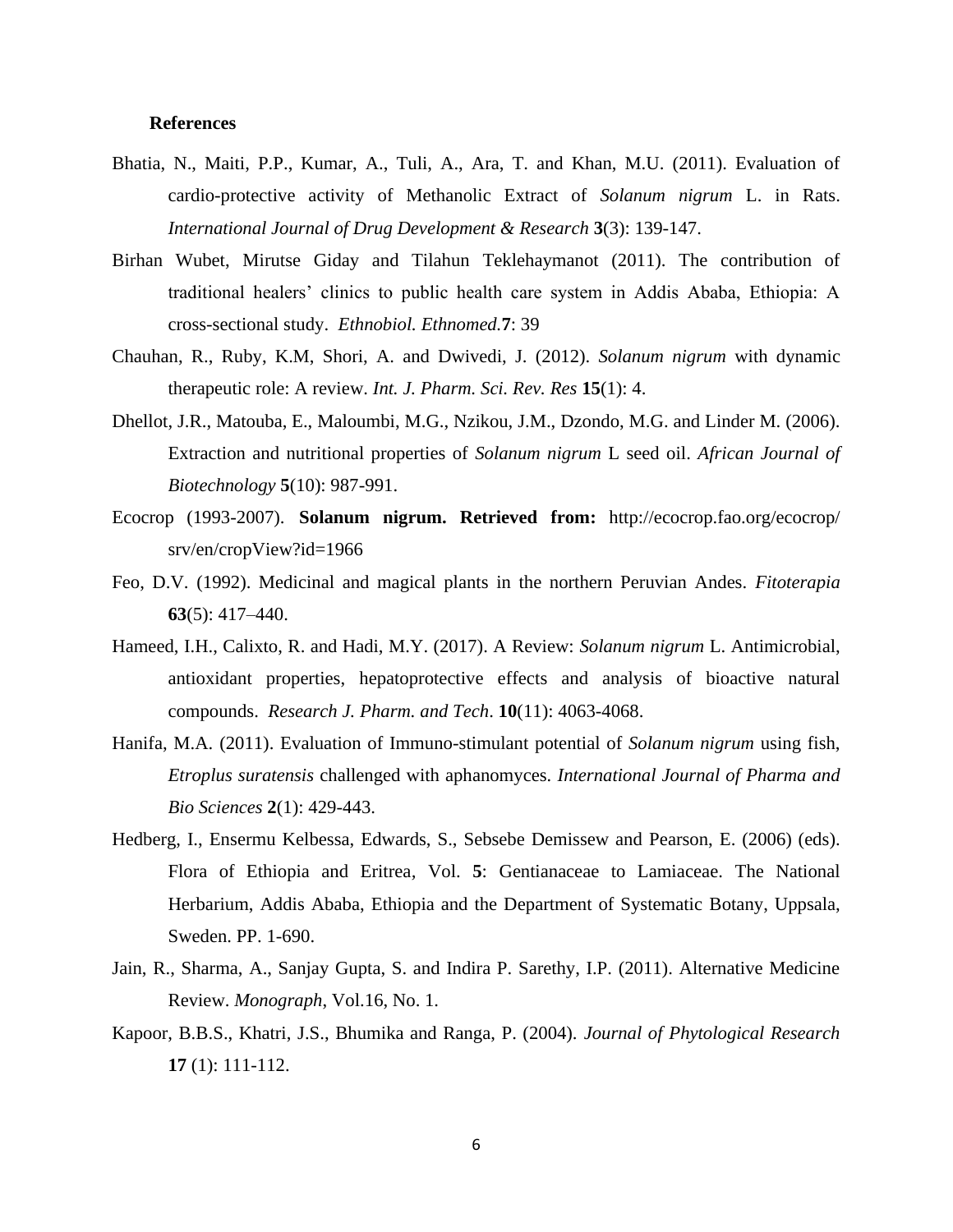**References**

Bhatia, N., Maiti, P.P., Kumar, A., Tuli, A., Ara, T. and Khan, M.U. (2011). Evaluation of cardio-protective activity of Methanolic Extract of *Solanum nigrum* L. in Rats. *International Journal of Drug Development & Research* **3**(3): 139-147.

Birhan Wubet, Mirutse Giday and Tilahun Teklehaymanot (2011). The contribution of traditional healers' clinics to public health care system in Addis Ababa, Ethiopia: A cross-sectional study. *Ethnobiol. Ethnomed.***7**: 39

Chauhan, R., Ruby, K.M, Shori, A. and Dwivedi, J. (2012). *Solanum nigrum* with dynamic therapeutic role: A review. *Int. J. Pharm. Sci. Rev. Res* **15**(1): 4.

Dhellot, J.R., Matouba, E., Maloumbi, M.G., Nzikou, J.M., Dzondo, M.G. and Linder M. (2006). Extraction and nutritional properties of *Solanum nigrum* L seed oil. *African Journal of Biotechnology* **5**(10): 987-991.

Ecocrop (1993-2007). **Solanum nigrum. Retrieved from:** http://ecocrop.fao.org/ecocrop/srv/en/cropView?id=1966

Feo, D.V. (1992). Medicinal and magical plants in the northern Peruvian Andes. *Fitoterapia* **63**(5): 417–440.

Hameed, I.H., Calixto, R. and Hadi, M.Y. (2017). A Review: *Solanum nigrum* L. Antimicrobial, antioxidant properties, hepatoprotective effects and analysis of bioactive natural compounds. *Research J. Pharm. and Tech*. **10**(11): 4063-4068.

Hanifa, M.A. (2011). Evaluation of Immuno-stimulant potential of *Solanum nigrum* using fish, *Etroplus suratensis* challenged with aphanomyces. *International Journal of Pharma and Bio Sciences* **2**(1): 429-443.

Hedberg, I., Ensermu Kelbessa, Edwards, S., Sebsebe Demissew and Pearson, E. (2006) (eds). Flora of Ethiopia and Eritrea, Vol. **5**: Gentianaceae to Lamiaceae. The National Herbarium, Addis Ababa, Ethiopia and the Department of Systematic Botany, Uppsala, Sweden. PP. 1-690.

Jain, R., Sharma, A., Sanjay Gupta, S. and Indira P. Sarethy, I.P. (2011). Alternative Medicine Review. *Monograph*, Vol.16, No. 1.

Kapoor, B.B.S., Khatri, J.S., Bhumika and Ranga, P. (2004). *Journal of Phytological Research* **17** (1): 111-112.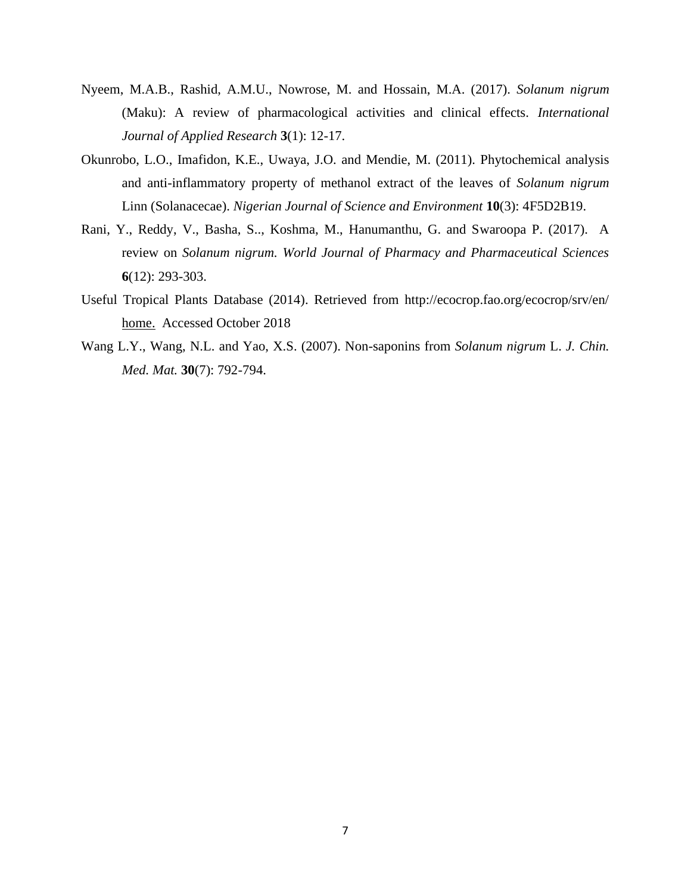Nyeem, M.A.B., Rashid, A.M.U., Nowrose, M. and Hossain, M.A. (2017). *Solanum nigrum* (Maku): A review of pharmacological activities and clinical effects. *International Journal of Applied Research* **3**(1): 12-17.

Okunrobo, L.O., Imafidon, K.E., Uwaya, J.O. and Mendie, M. (2011). Phytochemical analysis and anti-inflammatory property of methanol extract of the leaves of *Solanum nigrum* Linn (Solanacecae). *Nigerian Journal of Science and Environment* **10**(3): 4F5D2B19.

Rani, Y., Reddy, V., Basha, S.., Koshma, M., Hanumanthu, G. and Swaroopa P. (2017). A review on *Solanum nigrum. World Journal of Pharmacy and Pharmaceutical Sciences* **6**(12): 293-303.

Useful Tropical Plants Database (2014). Retrieved from http://ecocrop.fao.org/ecocrop/srv/en/home. Accessed October 2018

Wang L.Y., Wang, N.L. and Yao, X.S. (2007). Non-saponins from *Solanum nigrum* L. *J. Chin. Med. Mat.* **30**(7): 792-794.